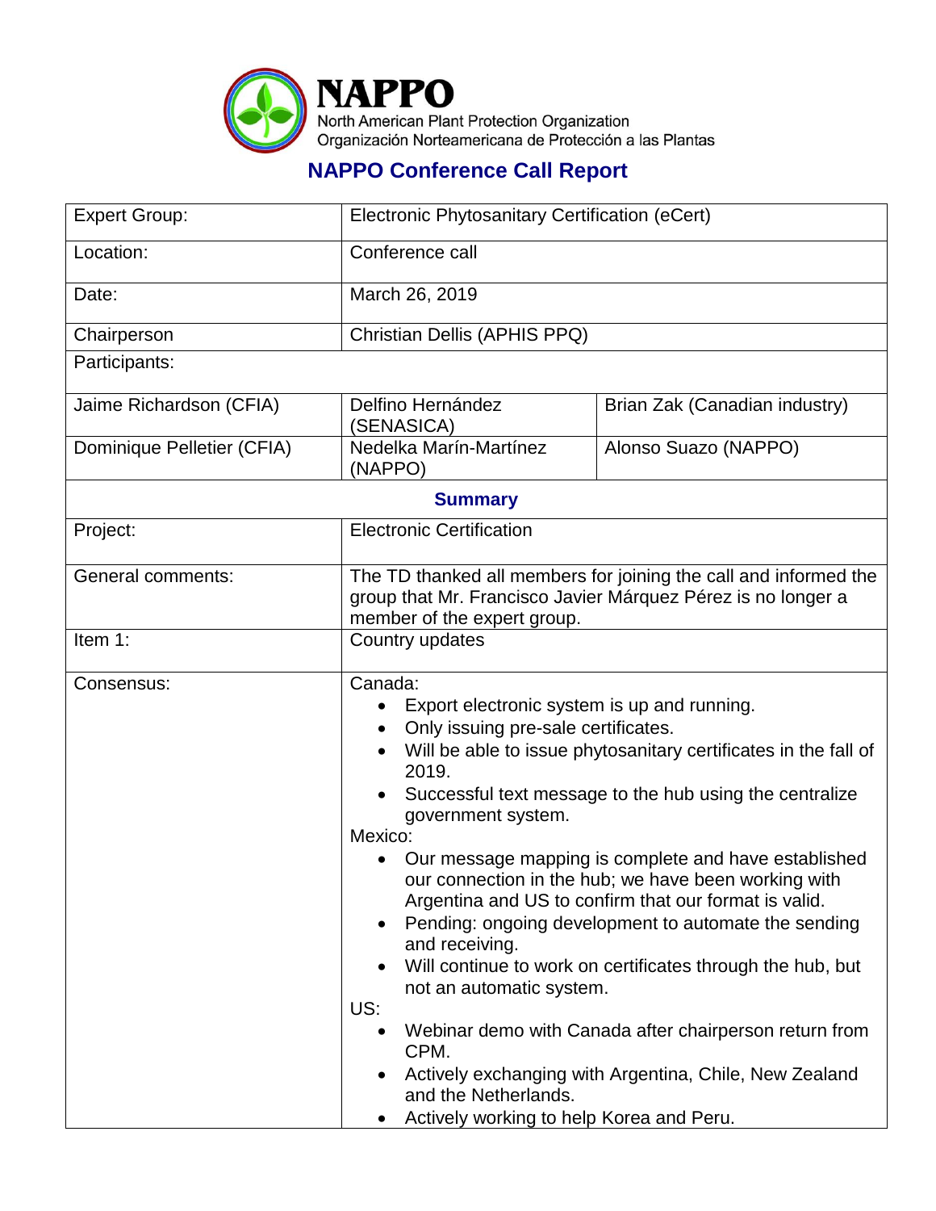**NAPPO**
North American Plant Protection Organization
Organización Norteamericana de Protección a las Plantas

# NAPPO Conference Call Report

| Expert Group: | Electronic Phytosanitary Certification (eCert) | |
|---|---|---|
| Location: | Conference call | |
| Date: | March 26, 2019 | |
| Chairperson | Christian Dellis (APHIS PPQ) | |
| Participants: | | |
| Jaime Richardson (CFIA) | Delfino Hernández (SENASICA) | Brian Zak (Canadian industry) |
| Dominique Pelletier (CFIA) | Nedelka Marín-Martínez (NAPPO) | Alonso Suazo (NAPPO) |
| **Summary** | | |
| Project: | Electronic Certification | |
| General comments: | The TD thanked all members for joining the call and informed the group that Mr. Francisco Javier Márquez Pérez is no longer a member of the expert group. | |
| Item 1: | Country updates | |
| Consensus: | Canada:<br>• Export electronic system is up and running.<br>• Only issuing pre-sale certificates.<br>• Will be able to issue phytosanitary certificates in the fall of 2019.<br>• Successful text message to the hub using the centralize government system.<br>Mexico:<br>• Our message mapping is complete and have established our connection in the hub; we have been working with Argentina and US to confirm that our format is valid.<br>• Pending: ongoing development to automate the sending and receiving.<br>• Will continue to work on certificates through the hub, but not an automatic system.<br>US:<br>• Webinar demo with Canada after chairperson return from CPM.<br>• Actively exchanging with Argentina, Chile, New Zealand and the Netherlands.<br>• Actively working to help Korea and Peru. | |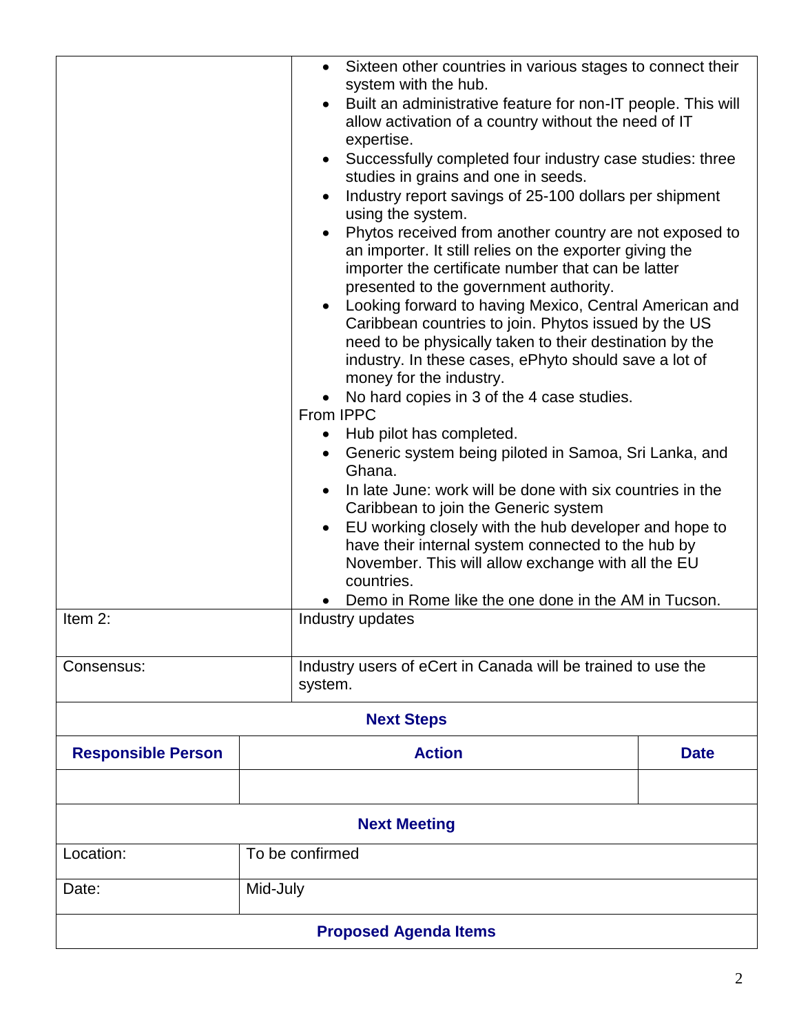| | |
|---|---|
| | • Sixteen other countries in various stages to connect their system with the hub.<br>• Built an administrative feature for non-IT people. This will allow activation of a country without the need of IT expertise.<br>• Successfully completed four industry case studies: three studies in grains and one in seeds.<br>• Industry report savings of 25-100 dollars per shipment using the system.<br>• Phytos received from another country are not exposed to an importer. It still relies on the exporter giving the importer the certificate number that can be latter presented to the government authority.<br>• Looking forward to having Mexico, Central American and Caribbean countries to join. Phytos issued by the US need to be physically taken to their destination by the industry. In these cases, ePhyto should save a lot of money for the industry.<br>• No hard copies in 3 of the 4 case studies.<br>From IPPC<br>• Hub pilot has completed.<br>• Generic system being piloted in Samoa, Sri Lanka, and Ghana.<br>• In late June: work will be done with six countries in the Caribbean to join the Generic system<br>• EU working closely with the hub developer and hope to have their internal system connected to the hub by November. This will allow exchange with all the EU countries.<br>• Demo in Rome like the one done in the AM in Tucson. |
| Item 2: | Industry updates |
| Consensus: | Industry users of eCert in Canada will be trained to use the system. |

**Next Steps**

| Responsible Person | Action | Date |
|---|---|---|
| | | |

**Next Meeting**

| | |
|---|---|
| Location: | To be confirmed |
| Date: | Mid-July |

**Proposed Agenda Items**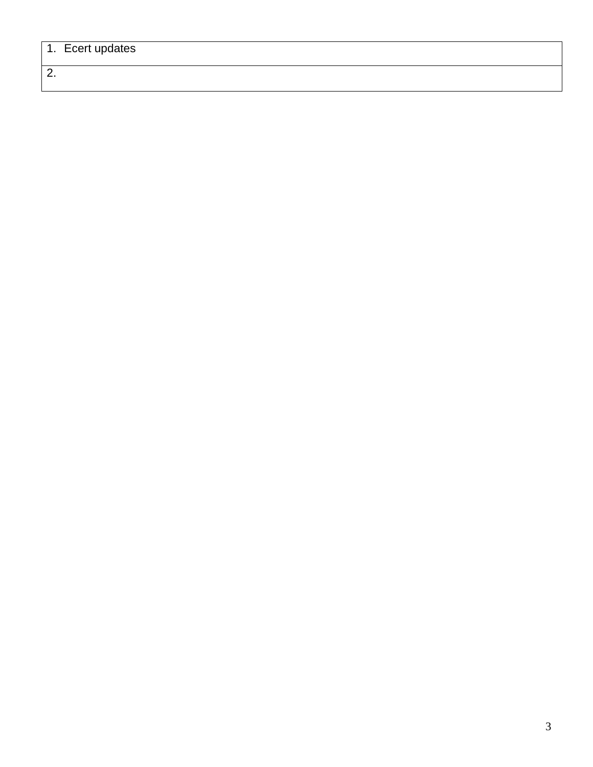| |
|---|
| 1. Ecert updates |
| 2. |